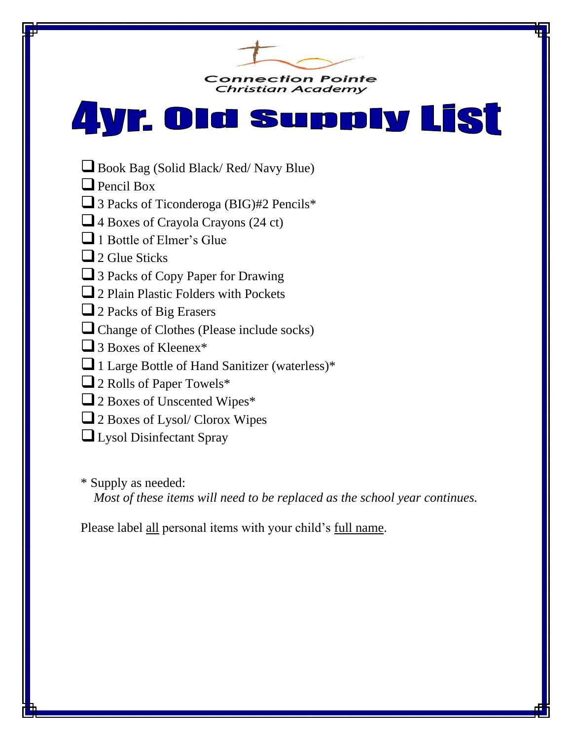Connection Pointe
Christian Academy

# 4yr. Old Supply List

- ❑ Book Bag (Solid Black/ Red/ Navy Blue)
- ❑ Pencil Box
- ❑ 3 Packs of Ticonderoga (BIG)#2 Pencils*
- ❑ 4 Boxes of Crayola Crayons (24 ct)
- ❑ 1 Bottle of Elmer's Glue
- ❑ 2 Glue Sticks
- ❑ 3 Packs of Copy Paper for Drawing
- ❑ 2 Plain Plastic Folders with Pockets
- ❑ 2 Packs of Big Erasers
- ❑ Change of Clothes (Please include socks)
- ❑ 3 Boxes of Kleenex*
- ❑ 1 Large Bottle of Hand Sanitizer (waterless)*
- ❑ 2 Rolls of Paper Towels*
- ❑ 2 Boxes of Unscented Wipes*
- ❑ 2 Boxes of Lysol/ Clorox Wipes
- ❑ Lysol Disinfectant Spray

* Supply as needed:
*Most of these items will need to be replaced as the school year continues.*

Please label <u>all</u> personal items with your child's <u>full name</u>.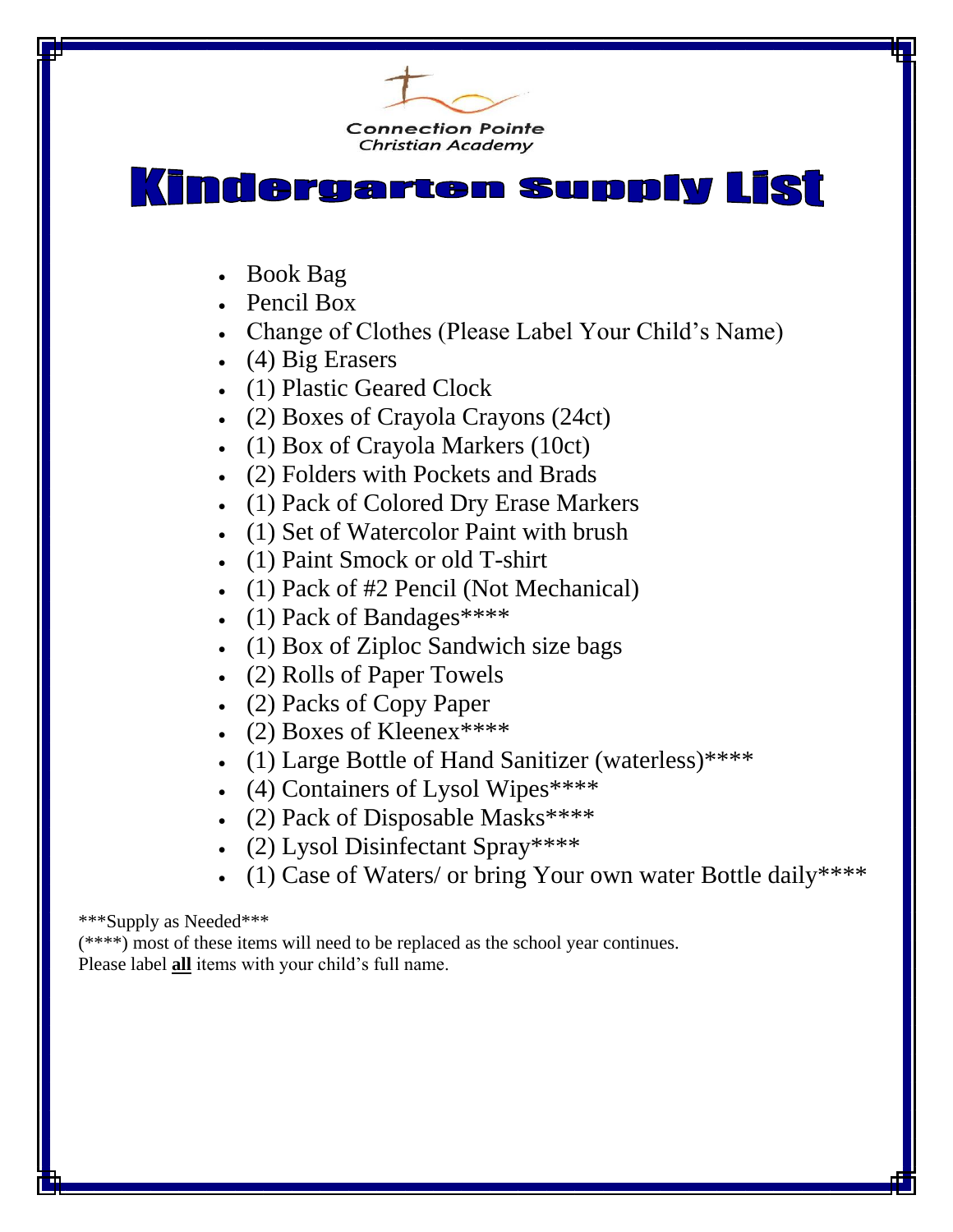Connection Pointe
Christian Academy

# Kindergarten Supply List

- Book Bag
- Pencil Box
- Change of Clothes (Please Label Your Child's Name)
- (4) Big Erasers
- (1) Plastic Geared Clock
- (2) Boxes of Crayola Crayons (24ct)
- (1) Box of Crayola Markers (10ct)
- (2) Folders with Pockets and Brads
- (1) Pack of Colored Dry Erase Markers
- (1) Set of Watercolor Paint with brush
- (1) Paint Smock or old T-shirt
- (1) Pack of #2 Pencil (Not Mechanical)
- (1) Pack of Bandages****
- (1) Box of Ziploc Sandwich size bags
- (2) Rolls of Paper Towels
- (2) Packs of Copy Paper
- (2) Boxes of Kleenex****
- (1) Large Bottle of Hand Sanitizer (waterless)****
- (4) Containers of Lysol Wipes****
- (2) Pack of Disposable Masks****
- (2) Lysol Disinfectant Spray****
- (1) Case of Waters/ or bring Your own water Bottle daily****

***Supply as Needed***
(****) most of these items will need to be replaced as the school year continues.
Please label **all** items with your child's full name.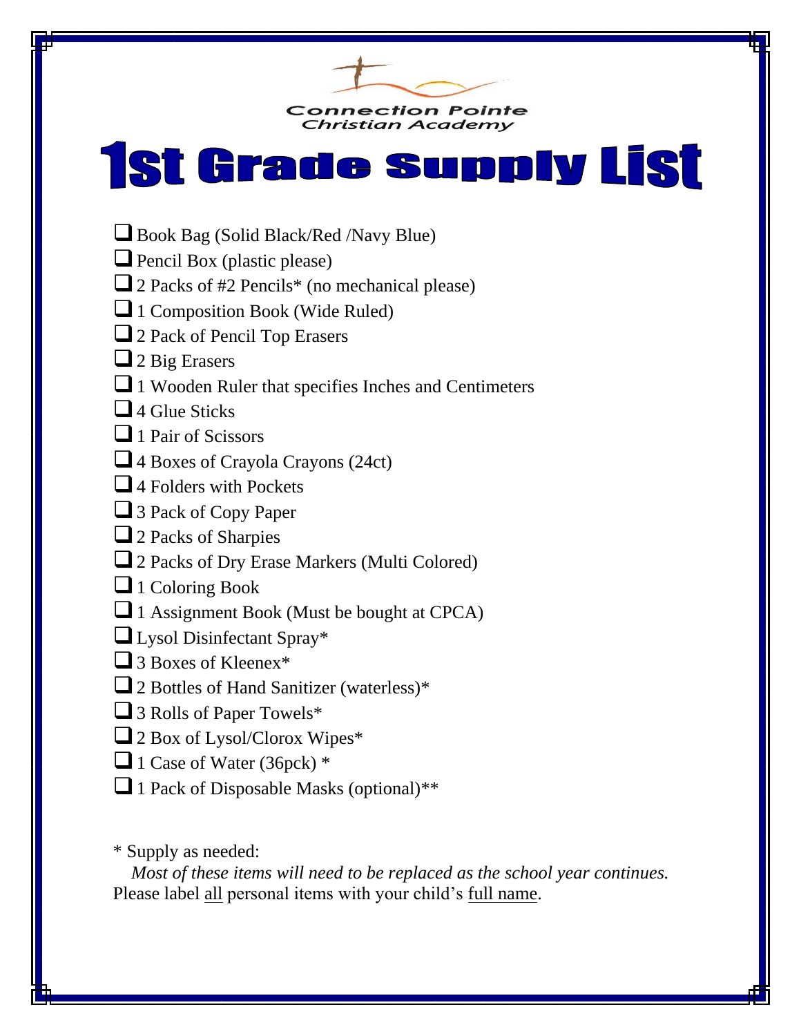Connection Pointe
Christian Academy

# 1st Grade Supply List

- [ ] Book Bag (Solid Black/Red /Navy Blue)
- [ ] Pencil Box (plastic please)
- [ ] 2 Packs of #2 Pencils* (no mechanical please)
- [ ] 1 Composition Book (Wide Ruled)
- [ ] 2 Pack of Pencil Top Erasers
- [ ] 2 Big Erasers
- [ ] 1 Wooden Ruler that specifies Inches and Centimeters
- [ ] 4 Glue Sticks
- [ ] 1 Pair of Scissors
- [ ] 4 Boxes of Crayola Crayons (24ct)
- [ ] 4 Folders with Pockets
- [ ] 3 Pack of Copy Paper
- [ ] 2 Packs of Sharpies
- [ ] 2 Packs of Dry Erase Markers (Multi Colored)
- [ ] 1 Coloring Book
- [ ] 1 Assignment Book (Must be bought at CPCA)
- [ ] Lysol Disinfectant Spray*
- [ ] 3 Boxes of Kleenex*
- [ ] 2 Bottles of Hand Sanitizer (waterless)*
- [ ] 3 Rolls of Paper Towels*
- [ ] 2 Box of Lysol/Clorox Wipes*
- [ ] 1 Case of Water (36pck) *
- [ ] 1 Pack of Disposable Masks (optional)**

\* Supply as needed:
*Most of these items will need to be replaced as the school year continues.*
Please label <u>all</u> personal items with your child's <u>full name</u>.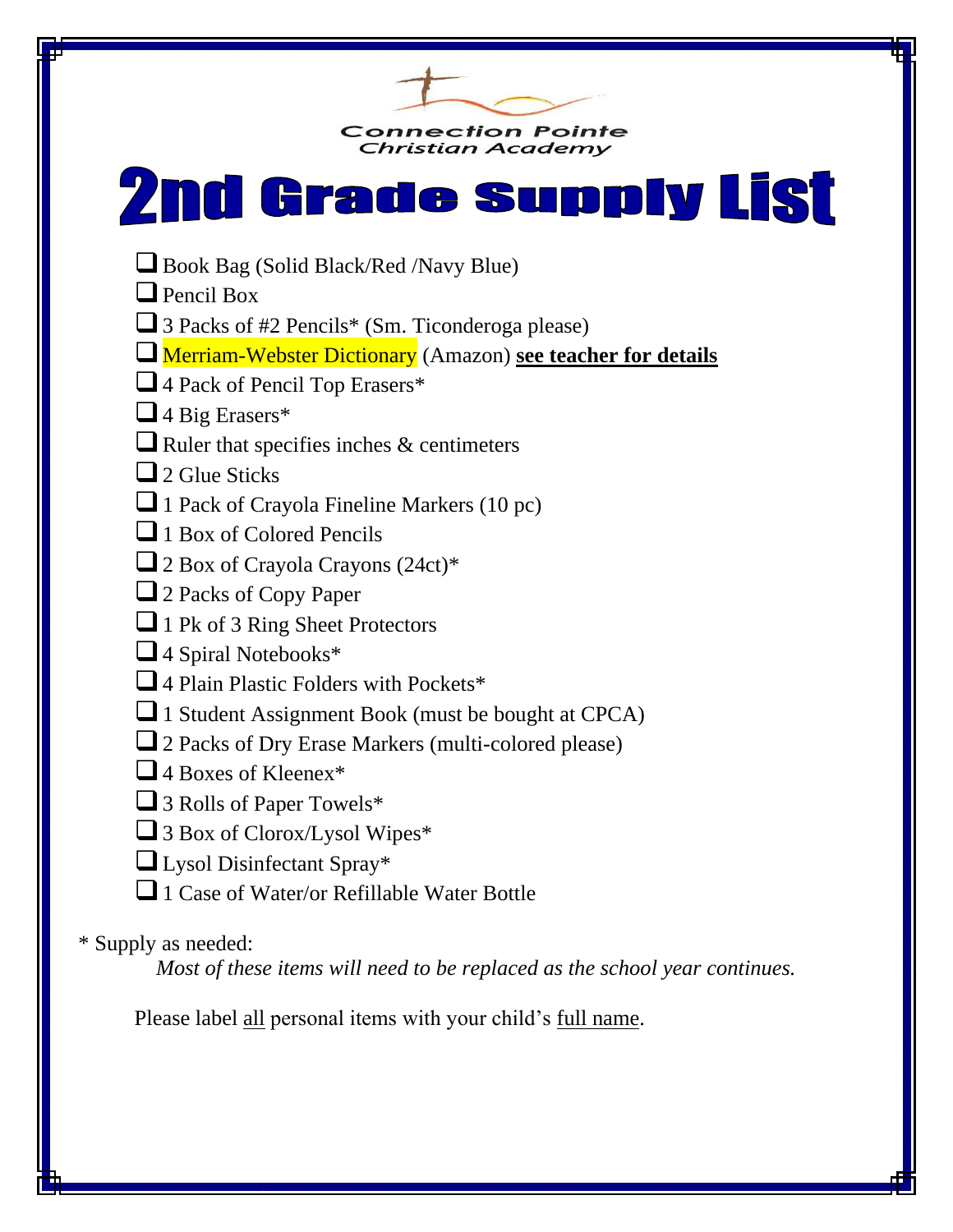Connection Pointe
Christian Academy

# 2nd Grade Supply List

- [ ] Book Bag (Solid Black/Red /Navy Blue)
- [ ] Pencil Box
- [ ] 3 Packs of #2 Pencils* (Sm. Ticonderoga please)
- [ ] Merriam-Webster Dictionary (Amazon) **see teacher for details**
- [ ] 4 Pack of Pencil Top Erasers*
- [ ] 4 Big Erasers*
- [ ] Ruler that specifies inches & centimeters
- [ ] 2 Glue Sticks
- [ ] 1 Pack of Crayola Fineline Markers (10 pc)
- [ ] 1 Box of Colored Pencils
- [ ] 2 Box of Crayola Crayons (24ct)*
- [ ] 2 Packs of Copy Paper
- [ ] 1 Pk of 3 Ring Sheet Protectors
- [ ] 4 Spiral Notebooks*
- [ ] 4 Plain Plastic Folders with Pockets*
- [ ] 1 Student Assignment Book (must be bought at CPCA)
- [ ] 2 Packs of Dry Erase Markers (multi-colored please)
- [ ] 4 Boxes of Kleenex*
- [ ] 3 Rolls of Paper Towels*
- [ ] 3 Box of Clorox/Lysol Wipes*
- [ ] Lysol Disinfectant Spray*
- [ ] 1 Case of Water/or Refillable Water Bottle

\* Supply as needed:

*Most of these items will need to be replaced as the school year continues.*

Please label all personal items with your child's full name.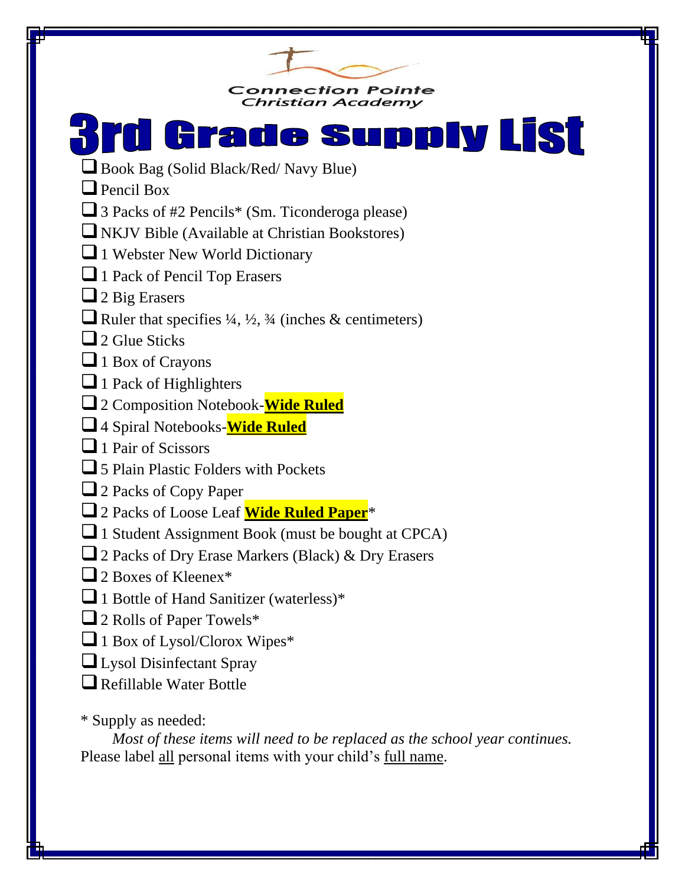Connection Pointe
Christian Academy

# 3rd Grade Supply List

- ☐ Book Bag (Solid Black/Red/ Navy Blue)
- ☐ Pencil Box
- ☐ 3 Packs of #2 Pencils* (Sm. Ticonderoga please)
- ☐ NKJV Bible (Available at Christian Bookstores)
- ☐ 1 Webster New World Dictionary
- ☐ 1 Pack of Pencil Top Erasers
- ☐ 2 Big Erasers
- ☐ Ruler that specifies ¼, ½, ¾ (inches & centimeters)
- ☐ 2 Glue Sticks
- ☐ 1 Box of Crayons
- ☐ 1 Pack of Highlighters
- ☐ 2 Composition Notebook-**Wide Ruled**
- ☐ 4 Spiral Notebooks-**Wide Ruled**
- ☐ 1 Pair of Scissors
- ☐ 5 Plain Plastic Folders with Pockets
- ☐ 2 Packs of Copy Paper
- ☐ 2 Packs of Loose Leaf **Wide Ruled Paper***
- ☐ 1 Student Assignment Book (must be bought at CPCA)
- ☐ 2 Packs of Dry Erase Markers (Black) & Dry Erasers
- ☐ 2 Boxes of Kleenex*
- ☐ 1 Bottle of Hand Sanitizer (waterless)*
- ☐ 2 Rolls of Paper Towels*
- ☐ 1 Box of Lysol/Clorox Wipes*
- ☐ Lysol Disinfectant Spray
- ☐ Refillable Water Bottle

* Supply as needed:
*Most of these items will need to be replaced as the school year continues.*
Please label all personal items with your child's full name.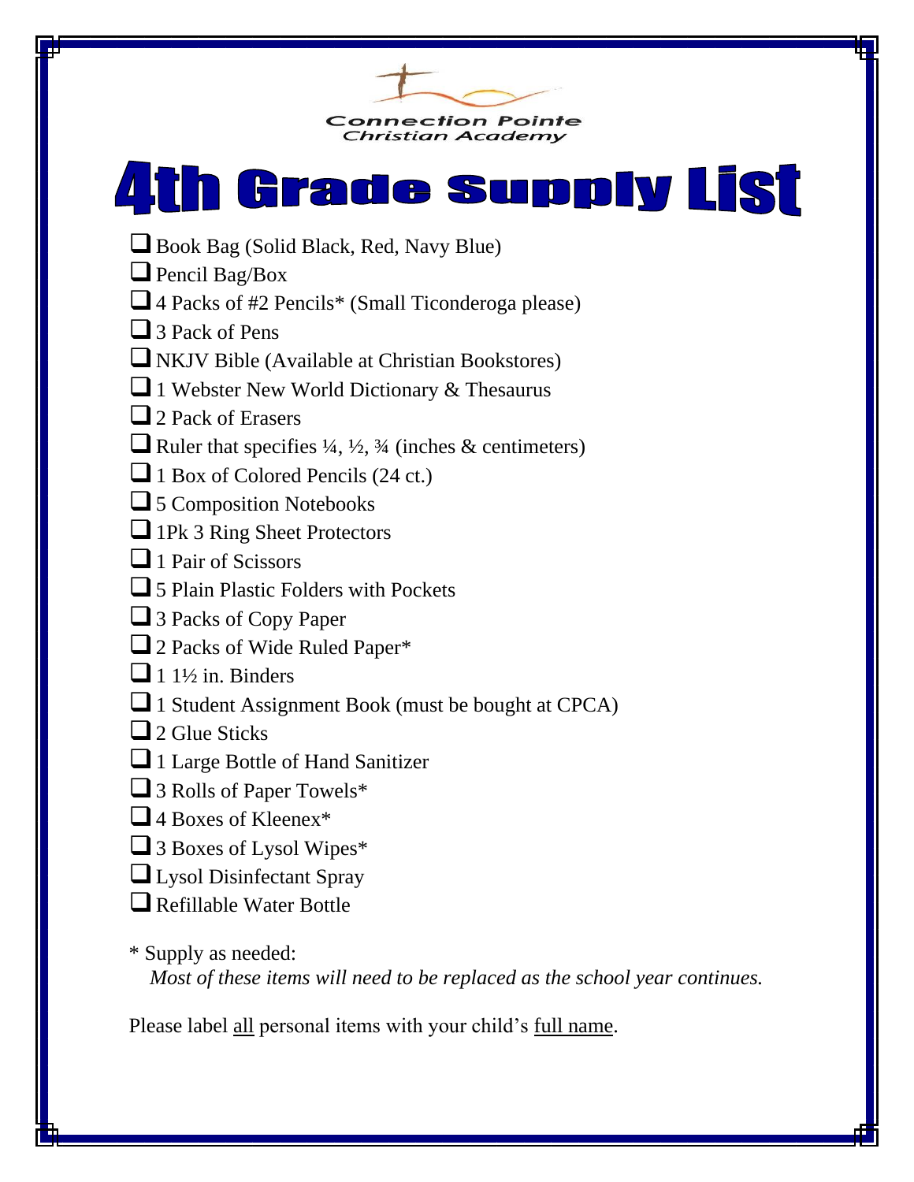Connection Pointe
Christian Academy

# 4th Grade Supply List

- ☐ Book Bag (Solid Black, Red, Navy Blue)
- ☐ Pencil Bag/Box
- ☐ 4 Packs of #2 Pencils* (Small Ticonderoga please)
- ☐ 3 Pack of Pens
- ☐ NKJV Bible (Available at Christian Bookstores)
- ☐ 1 Webster New World Dictionary & Thesaurus
- ☐ 2 Pack of Erasers
- ☐ Ruler that specifies ¼, ½, ¾ (inches & centimeters)
- ☐ 1 Box of Colored Pencils (24 ct.)
- ☐ 5 Composition Notebooks
- ☐ 1Pk 3 Ring Sheet Protectors
- ☐ 1 Pair of Scissors
- ☐ 5 Plain Plastic Folders with Pockets
- ☐ 3 Packs of Copy Paper
- ☐ 2 Packs of Wide Ruled Paper*
- ☐ 1 1½ in. Binders
- ☐ 1 Student Assignment Book (must be bought at CPCA)
- ☐ 2 Glue Sticks
- ☐ 1 Large Bottle of Hand Sanitizer
- ☐ 3 Rolls of Paper Towels*
- ☐ 4 Boxes of Kleenex*
- ☐ 3 Boxes of Lysol Wipes*
- ☐ Lysol Disinfectant Spray
- ☐ Refillable Water Bottle

\* Supply as needed:
*Most of these items will need to be replaced as the school year continues.*

Please label <u>all</u> personal items with your child's <u>full name</u>.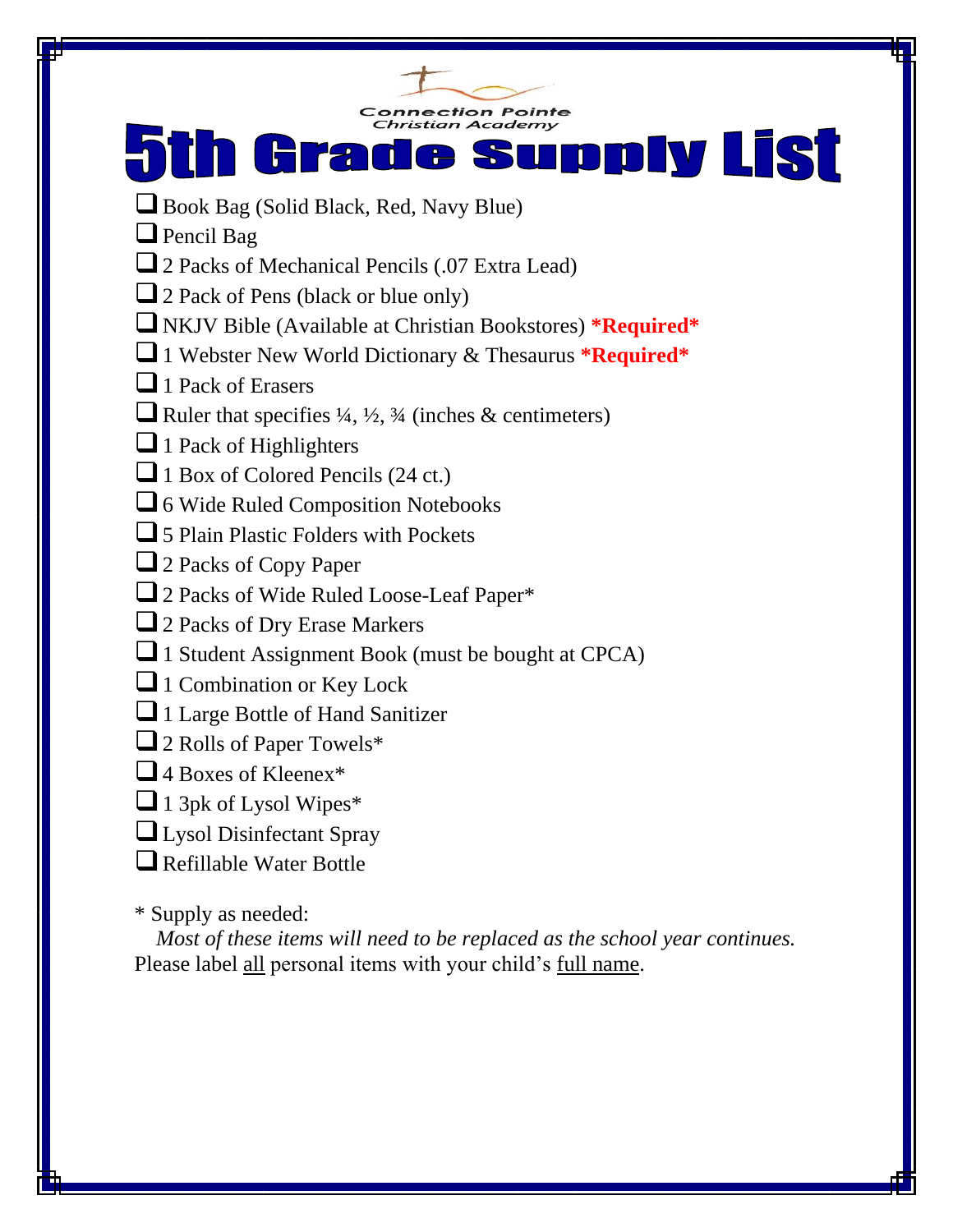Connection Pointe
Christian Academy

# 5th Grade Supply List

- ❑ Book Bag (Solid Black, Red, Navy Blue)
- ❑ Pencil Bag
- ❑ 2 Packs of Mechanical Pencils (.07 Extra Lead)
- ❑ 2 Pack of Pens (black or blue only)
- ❑ NKJV Bible (Available at Christian Bookstores) ***Required***
- ❑ 1 Webster New World Dictionary & Thesaurus ***Required***
- ❑ 1 Pack of Erasers
- ❑ Ruler that specifies ¼, ½, ¾ (inches & centimeters)
- ❑ 1 Pack of Highlighters
- ❑ 1 Box of Colored Pencils (24 ct.)
- ❑ 6 Wide Ruled Composition Notebooks
- ❑ 5 Plain Plastic Folders with Pockets
- ❑ 2 Packs of Copy Paper
- ❑ 2 Packs of Wide Ruled Loose-Leaf Paper*
- ❑ 2 Packs of Dry Erase Markers
- ❑ 1 Student Assignment Book (must be bought at CPCA)
- ❑ 1 Combination or Key Lock
- ❑ 1 Large Bottle of Hand Sanitizer
- ❑ 2 Rolls of Paper Towels*
- ❑ 4 Boxes of Kleenex*
- ❑ 1 3pk of Lysol Wipes*
- ❑ Lysol Disinfectant Spray
- ❑ Refillable Water Bottle

* Supply as needed:
*Most of these items will need to be replaced as the school year continues.*
Please label all personal items with your child's full name.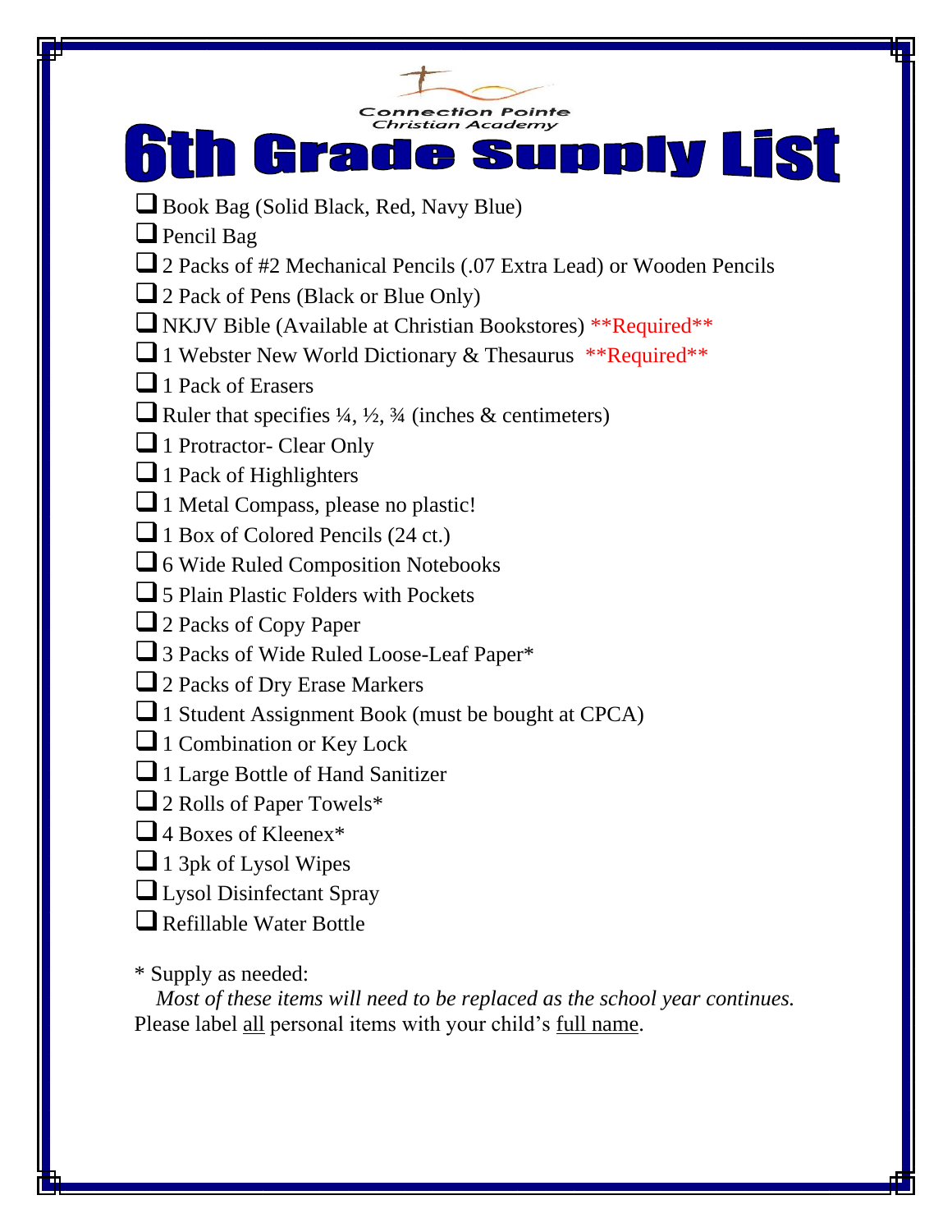Connection Pointe
Christian Academy

# 6th Grade Supply List

- Book Bag (Solid Black, Red, Navy Blue)
- Pencil Bag
- 2 Packs of #2 Mechanical Pencils (.07 Extra Lead) or Wooden Pencils
- 2 Pack of Pens (Black or Blue Only)
- NKJV Bible (Available at Christian Bookstores) **Required**
- 1 Webster New World Dictionary & Thesaurus **Required**
- 1 Pack of Erasers
- Ruler that specifies ¼, ½, ¾ (inches & centimeters)
- 1 Protractor- Clear Only
- 1 Pack of Highlighters
- 1 Metal Compass, please no plastic!
- 1 Box of Colored Pencils (24 ct.)
- 6 Wide Ruled Composition Notebooks
- 5 Plain Plastic Folders with Pockets
- 2 Packs of Copy Paper
- 3 Packs of Wide Ruled Loose-Leaf Paper*
- 2 Packs of Dry Erase Markers
- 1 Student Assignment Book (must be bought at CPCA)
- 1 Combination or Key Lock
- 1 Large Bottle of Hand Sanitizer
- 2 Rolls of Paper Towels*
- 4 Boxes of Kleenex*
- 1 3pk of Lysol Wipes
- Lysol Disinfectant Spray
- Refillable Water Bottle

\* Supply as needed:
*Most of these items will need to be replaced as the school year continues.*
Please label all personal items with your child's full name.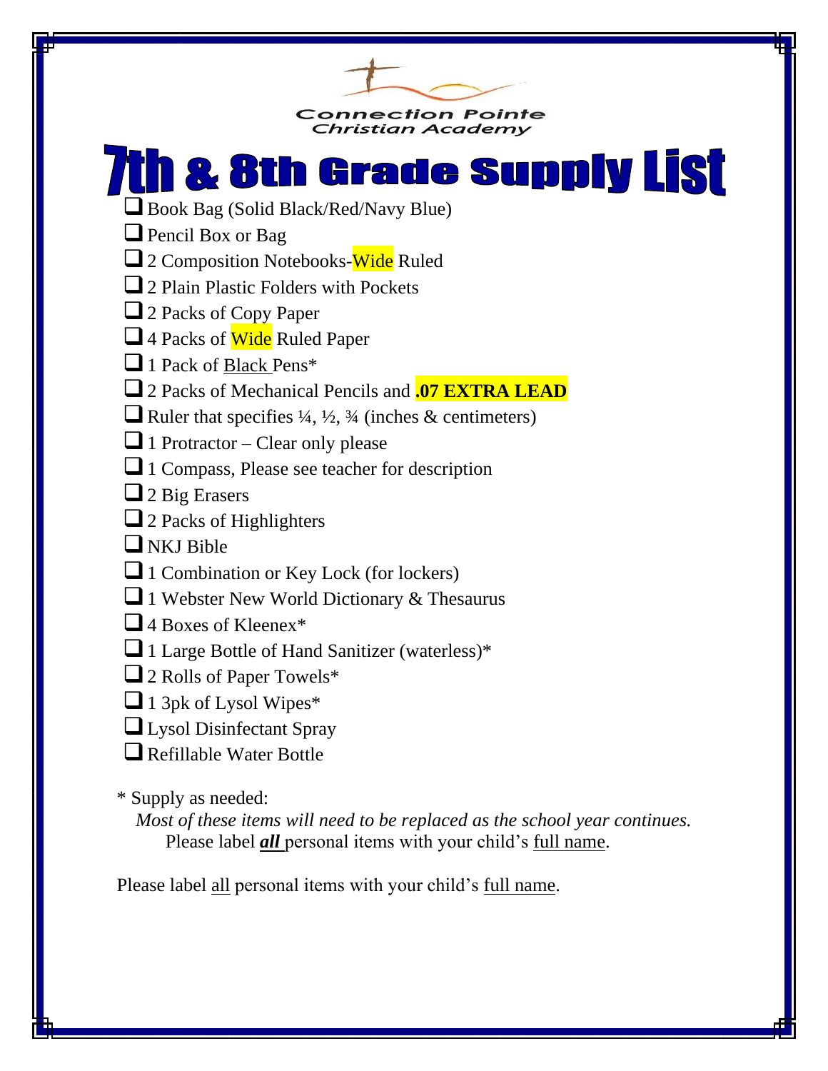Connection Pointe
Christian Academy

# 7th & 8th Grade Supply List

- Book Bag (Solid Black/Red/Navy Blue)
- Pencil Box or Bag
- 2 Composition Notebooks-Wide Ruled
- 2 Plain Plastic Folders with Pockets
- 2 Packs of Copy Paper
- 4 Packs of Wide Ruled Paper
- 1 Pack of Black Pens*
- 2 Packs of Mechanical Pencils and **.07 EXTRA LEAD**
- Ruler that specifies ¼, ½, ¾ (inches & centimeters)
- 1 Protractor – Clear only please
- 1 Compass, Please see teacher for description
- 2 Big Erasers
- 2 Packs of Highlighters
- NKJ Bible
- 1 Combination or Key Lock (for lockers)
- 1 Webster New World Dictionary & Thesaurus
- 4 Boxes of Kleenex*
- 1 Large Bottle of Hand Sanitizer (waterless)*
- 2 Rolls of Paper Towels*
- 1 3pk of Lysol Wipes*
- Lysol Disinfectant Spray
- Refillable Water Bottle

\* Supply as needed:
*Most of these items will need to be replaced as the school year continues.*
Please label ***all*** personal items with your child's full name.

Please label all personal items with your child's full name.